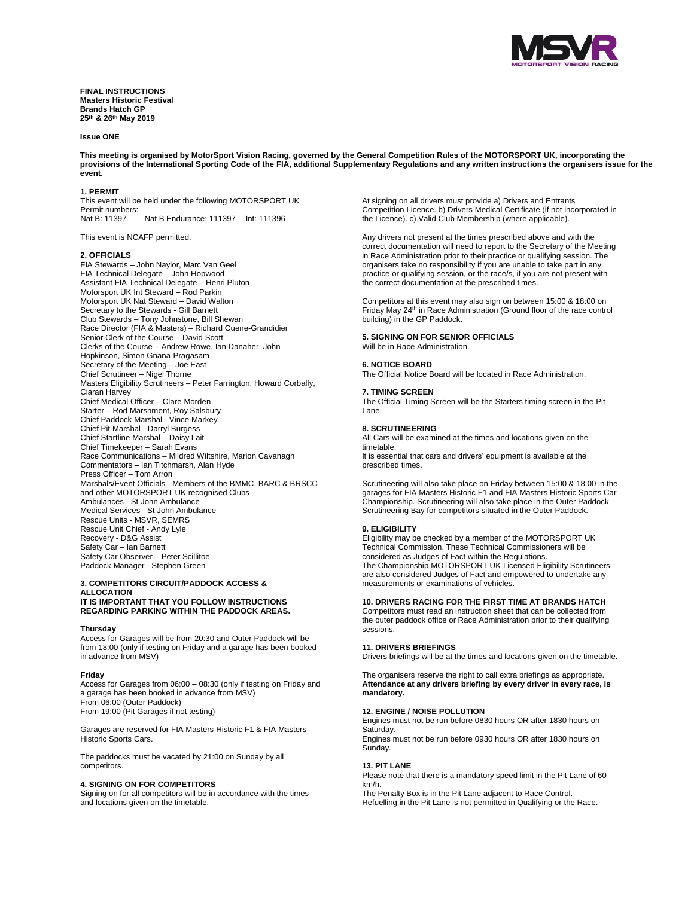**FINAL INSTRUCTIONS**
**Masters Historic Festival**
**Brands Hatch GP**
**25th & 26th May 2019**

**Issue ONE**

**This meeting is organised by MotorSport Vision Racing, governed by the General Competition Rules of the MOTORSPORT UK, incorporating the provisions of the International Sporting Code of the FIA, additional Supplementary Regulations and any written instructions the organisers issue for the event.**

**1. PERMIT**

This event will be held under the following MOTORSPORT UK Permit numbers:
Nat B: 11397   Nat B Endurance: 111397   Int: 111396

This event is NCAFP permitted.

**2. OFFICIALS**

FIA Stewards – John Naylor, Marc Van Geel
FIA Technical Delegate – John Hopwood
Assistant FIA Technical Delegate – Henri Pluton
Motorsport UK Int Steward – Rod Parkin
Motorsport UK Nat Steward – David Walton
Secretary to the Stewards - Gill Barnett
Club Stewards – Tony Johnstone, Bill Shewan
Race Director (FIA & Masters) – Richard Cuene-Grandidier
Senior Clerk of the Course – David Scott
Clerks of the Course – Andrew Rowe, Ian Danaher, John Hopkinson, Simon Gnana-Pragasam
Secretary of the Meeting – Joe East
Chief Scrutineer – Nigel Thorne
Masters Eligibility Scrutineers – Peter Farrington, Howard Corbally, Ciaran Harvey
Chief Medical Officer – Clare Morden
Starter – Rod Marshment, Roy Salsbury
Chief Paddock Marshal - Vince Markey
Chief Pit Marshal - Darryl Burgess
Chief Startline Marshal – Daisy Lait
Chief Timekeeper – Sarah Evans
Race Communications – Mildred Wiltshire, Marion Cavanagh
Commentators – Ian Titchmarsh, Alan Hyde
Press Officer – Tom Arron
Marshals/Event Officials - Members of the BMMC, BARC & BRSCC and other MOTORSPORT UK recognised Clubs
Ambulances - St John Ambulance
Medical Services - St John Ambulance
Rescue Units - MSVR, SEMRS
Rescue Unit Chief - Andy Lyle
Recovery - D&G Assist
Safety Car – Ian Barnett
Safety Car Observer – Peter Scillitoe
Paddock Manager - Stephen Green

**3. COMPETITORS CIRCUIT/PADDOCK ACCESS & ALLOCATION**
**IT IS IMPORTANT THAT YOU FOLLOW INSTRUCTIONS REGARDING PARKING WITHIN THE PADDOCK AREAS.**

**Thursday**

Access for Garages will be from 20:30 and Outer Paddock will be from 18:00 (only if testing on Friday and a garage has been booked in advance from MSV)

**Friday**

Access for Garages from 06:00 – 08:30 (only if testing on Friday and a garage has been booked in advance from MSV)
From 06:00 (Outer Paddock)
From 19:00 (Pit Garages if not testing)

Garages are reserved for FIA Masters Historic F1 & FIA Masters Historic Sports Cars.

The paddocks must be vacated by 21:00 on Sunday by all competitors.

**4. SIGNING ON FOR COMPETITORS**

Signing on for all competitors will be in accordance with the times and locations given on the timetable.

At signing on all drivers must provide a) Drivers and Entrants Competition Licence. b) Drivers Medical Certificate (if not incorporated in the Licence). c) Valid Club Membership (where applicable).

Any drivers not present at the times prescribed above and with the correct documentation will need to report to the Secretary of the Meeting in Race Administration prior to their practice or qualifying session. The organisers take no responsibility if you are unable to take part in any practice or qualifying session, or the race/s, if you are not present with the correct documentation at the prescribed times.

Competitors at this event may also sign on between 15:00 & 18:00 on Friday May 24th in Race Administration (Ground floor of the race control building) in the GP Paddock.

**5. SIGNING ON FOR SENIOR OFFICIALS**

Will be in Race Administration.

**6. NOTICE BOARD**

The Official Notice Board will be located in Race Administration.

**7. TIMING SCREEN**

The Official Timing Screen will be the Starters timing screen in the Pit Lane.

**8. SCRUTINEERING**

All Cars will be examined at the times and locations given on the timetable.
It is essential that cars and drivers' equipment is available at the prescribed times.

Scrutineering will also take place on Friday between 15:00 & 18:00 in the garages for FIA Masters Historic F1 and FIA Masters Historic Sports Car Championship. Scrutineering will also take place in the Outer Paddock Scrutineering Bay for competitors situated in the Outer Paddock.

**9. ELIGIBILITY**

Eligibility may be checked by a member of the MOTORSPORT UK Technical Commission. These Technical Commissioners will be considered as Judges of Fact within the Regulations.
The Championship MOTORSPORT UK Licensed Eligibility Scrutineers are also considered Judges of Fact and empowered to undertake any measurements or examinations of vehicles.

**10. DRIVERS RACING FOR THE FIRST TIME AT BRANDS HATCH**

Competitors must read an instruction sheet that can be collected from the outer paddock office or Race Administration prior to their qualifying sessions.

**11. DRIVERS BRIEFINGS**

Drivers briefings will be at the times and locations given on the timetable.

The organisers reserve the right to call extra briefings as appropriate. **Attendance at any drivers briefing by every driver in every race, is mandatory.**

**12. ENGINE / NOISE POLLUTION**

Engines must not be run before 0830 hours OR after 1830 hours on Saturday.
Engines must not be run before 0930 hours OR after 1830 hours on Sunday.

**13. PIT LANE**

Please note that there is a mandatory speed limit in the Pit Lane of 60 km/h.
The Penalty Box is in the Pit Lane adjacent to Race Control.
Refuelling in the Pit Lane is not permitted in Qualifying or the Race.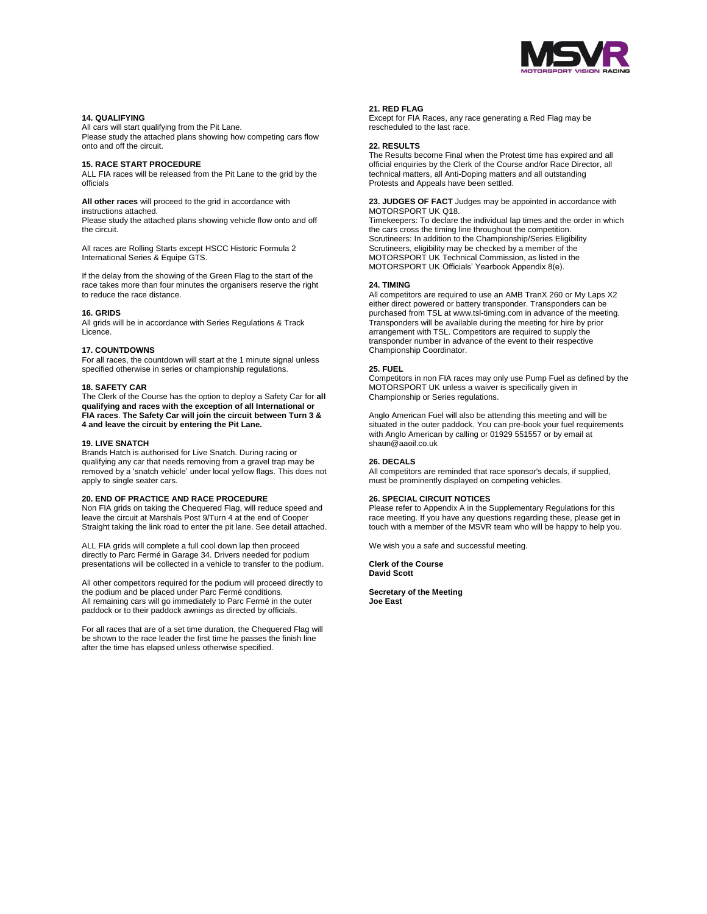### 14. QUALIFYING

All cars will start qualifying from the Pit Lane.
Please study the attached plans showing how competing cars flow onto and off the circuit.

### 15. RACE START PROCEDURE

ALL FIA races will be released from the Pit Lane to the grid by the officials

**All other races** will proceed to the grid in accordance with instructions attached.
Please study the attached plans showing vehicle flow onto and off the circuit.

All races are Rolling Starts except HSCC Historic Formula 2 International Series & Equipe GTS.

If the delay from the showing of the Green Flag to the start of the race takes more than four minutes the organisers reserve the right to reduce the race distance.

### 16. GRIDS

All grids will be in accordance with Series Regulations & Track Licence.

### 17. COUNTDOWNS

For all races, the countdown will start at the 1 minute signal unless specified otherwise in series or championship regulations.

### 18. SAFETY CAR

The Clerk of the Course has the option to deploy a Safety Car for **all qualifying and races with the exception of all International or FIA races**. **The Safety Car will join the circuit between Turn 3 & 4 and leave the circuit by entering the Pit Lane.**

### 19. LIVE SNATCH

Brands Hatch is authorised for Live Snatch. During racing or qualifying any car that needs removing from a gravel trap may be removed by a 'snatch vehicle' under local yellow flags. This does not apply to single seater cars.

### 20. END OF PRACTICE AND RACE PROCEDURE

Non FIA grids on taking the Chequered Flag, will reduce speed and leave the circuit at Marshals Post 9/Turn 4 at the end of Cooper Straight taking the link road to enter the pit lane. See detail attached.

ALL FIA grids will complete a full cool down lap then proceed directly to Parc Fermé in Garage 34. Drivers needed for podium presentations will be collected in a vehicle to transfer to the podium.

All other competitors required for the podium will proceed directly to the podium and be placed under Parc Fermé conditions.
All remaining cars will go immediately to Parc Fermé in the outer paddock or to their paddock awnings as directed by officials.

For all races that are of a set time duration, the Chequered Flag will be shown to the race leader the first time he passes the finish line after the time has elapsed unless otherwise specified.

### 21. RED FLAG

Except for FIA Races, any race generating a Red Flag may be rescheduled to the last race.

### 22. RESULTS

The Results become Final when the Protest time has expired and all official enquiries by the Clerk of the Course and/or Race Director, all technical matters, all Anti-Doping matters and all outstanding Protests and Appeals have been settled.

**23. JUDGES OF FACT** Judges may be appointed in accordance with MOTORSPORT UK Q18.
Timekeepers: To declare the individual lap times and the order in which the cars cross the timing line throughout the competition.
Scrutineers: In addition to the Championship/Series Eligibility Scrutineers, eligibility may be checked by a member of the MOTORSPORT UK Technical Commission, as listed in the MOTORSPORT UK Officials' Yearbook Appendix 8(e).

### 24. TIMING

All competitors are required to use an AMB TranX 260 or My Laps X2 either direct powered or battery transponder. Transponders can be purchased from TSL at www.tsl-timing.com in advance of the meeting. Transponders will be available during the meeting for hire by prior arrangement with TSL. Competitors are required to supply the transponder number in advance of the event to their respective Championship Coordinator.

### 25. FUEL

Competitors in non FIA races may only use Pump Fuel as defined by the MOTORSPORT UK unless a waiver is specifically given in Championship or Series regulations.

Anglo American Fuel will also be attending this meeting and will be situated in the outer paddock. You can pre-book your fuel requirements with Anglo American by calling or 01929 551557 or by email at shaun@aaoil.co.uk

### 26. DECALS

All competitors are reminded that race sponsor's decals, if supplied, must be prominently displayed on competing vehicles.

### 26. SPECIAL CIRCUIT NOTICES

Please refer to Appendix A in the Supplementary Regulations for this race meeting. If you have any questions regarding these, please get in touch with a member of the MSVR team who will be happy to help you.

We wish you a safe and successful meeting.

**Clerk of the Course**
**David Scott**

**Secretary of the Meeting**
**Joe East**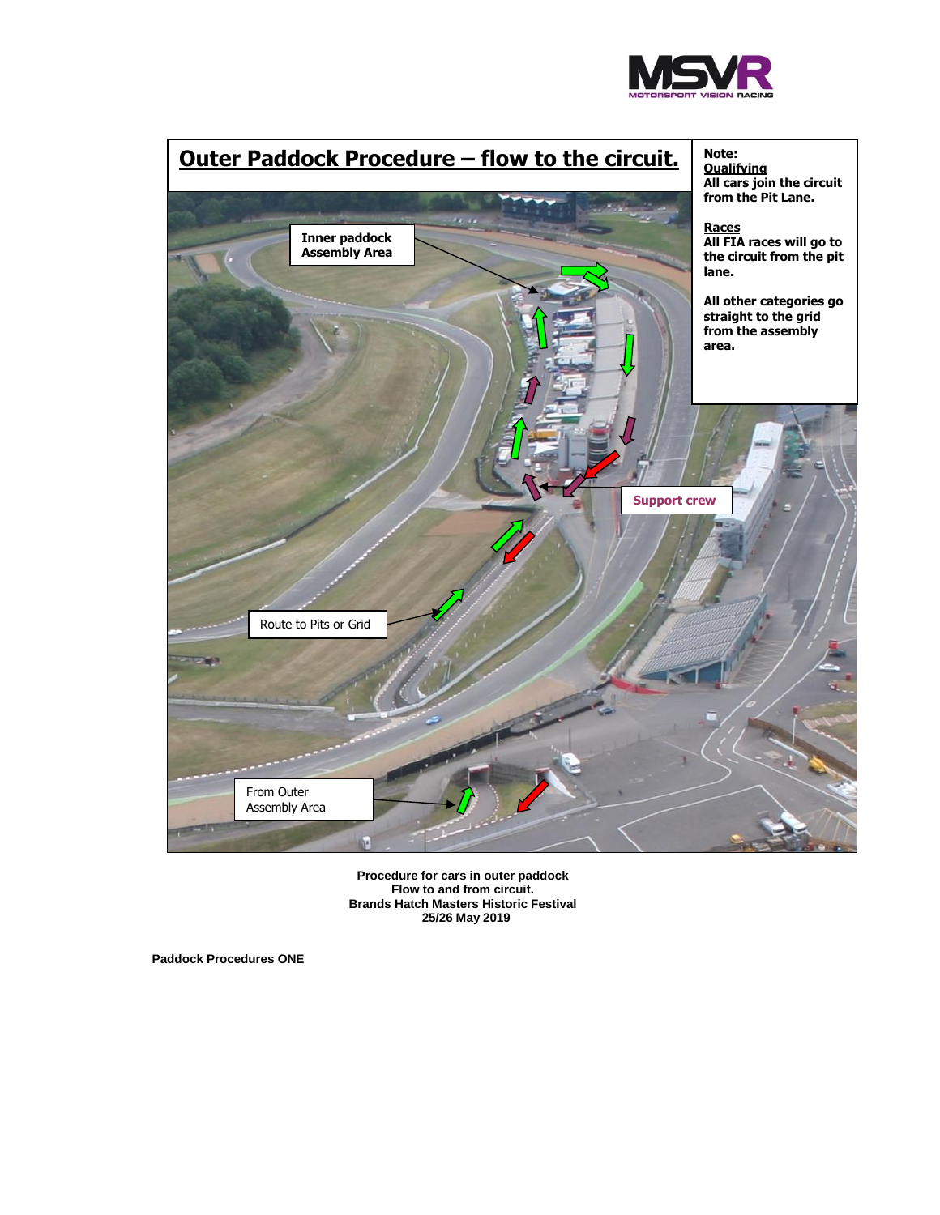# Outer Paddock Procedure – flow to the circuit.

**Note:**
**Qualifying**
**All cars join the circuit from the Pit Lane.**

**Races**
**All FIA races will go to the circuit from the pit lane.**

**All other categories go straight to the grid from the assembly area.**

Inner paddock Assembly Area

Support crew

Route to Pits or Grid

From Outer Assembly Area

**Procedure for cars in outer paddock**
**Flow to and from circuit.**
**Brands Hatch Masters Historic Festival**
**25/26 May 2019**

**Paddock Procedures ONE**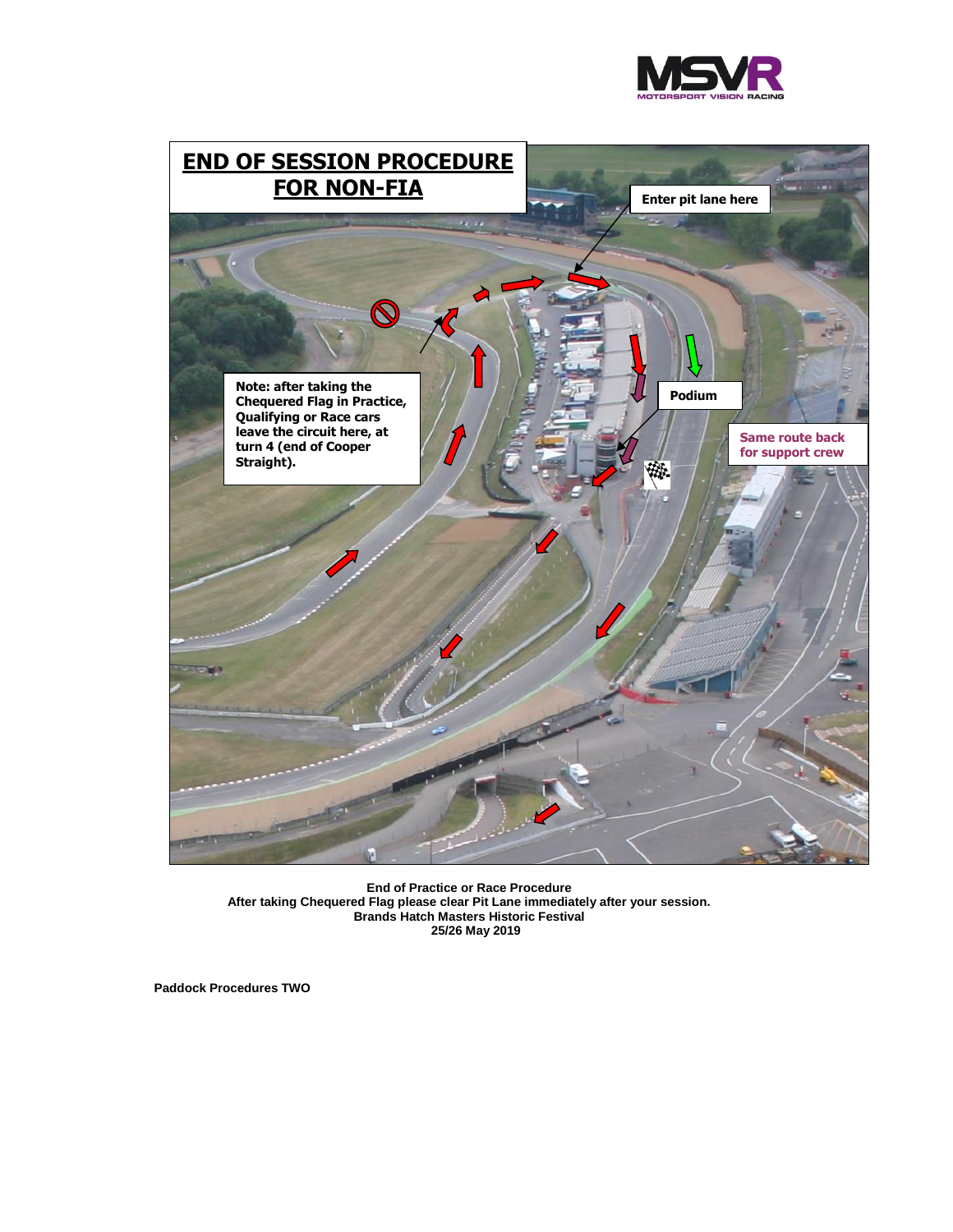# END OF SESSION PROCEDURE FOR NON-FIA

Enter pit lane here

Note: after taking the Chequered Flag in Practice, Qualifying or Race cars leave the circuit here, at turn 4 (end of Cooper Straight).

Podium

Same route back for support crew

**End of Practice or Race Procedure**
**After taking Chequered Flag please clear Pit Lane immediately after your session.**
**Brands Hatch Masters Historic Festival**
**25/26 May 2019**

**Paddock Procedures TWO**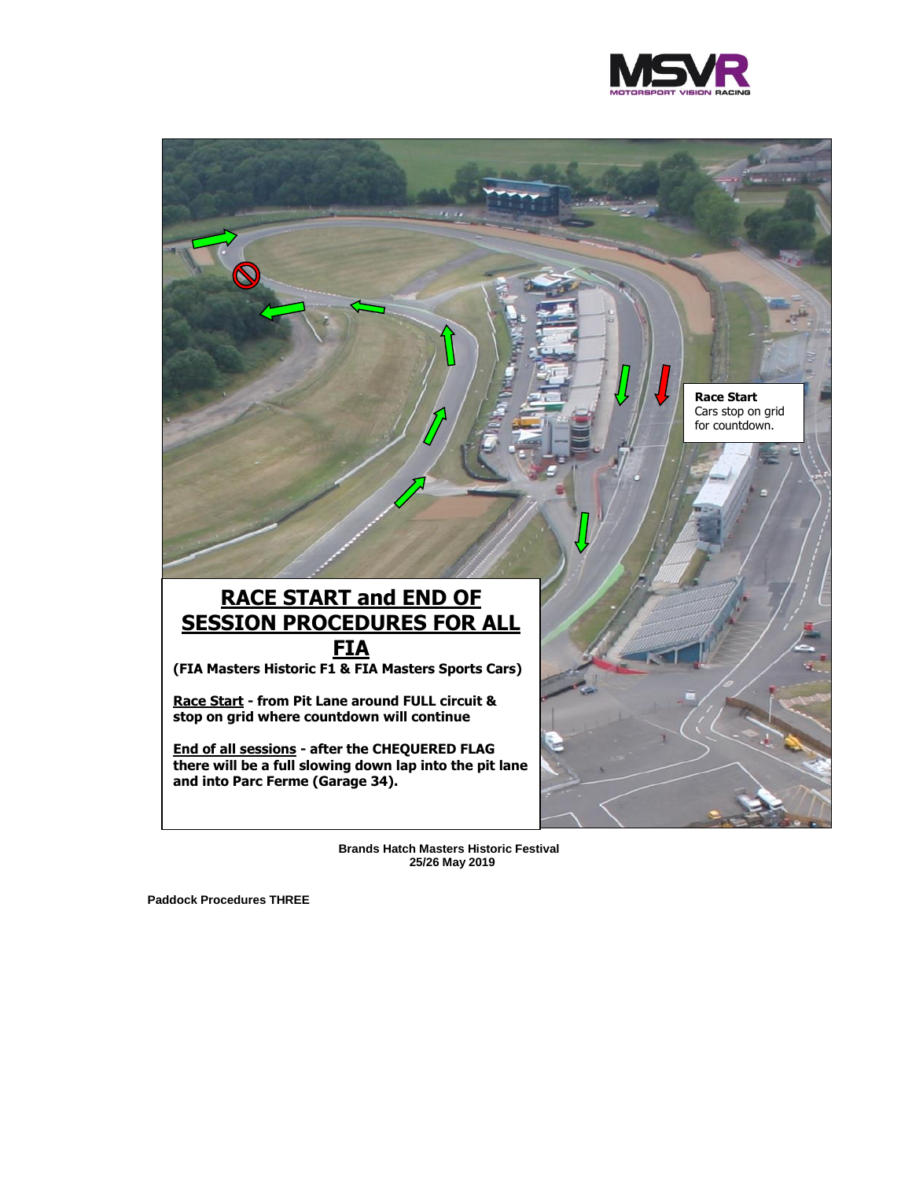**Race Start**
Cars stop on grid for countdown.

# RACE START and END OF SESSION PROCEDURES FOR ALL FIA

**(FIA Masters Historic F1 & FIA Masters Sports Cars)**

**Race Start - from Pit Lane around FULL circuit & stop on grid where countdown will continue**

**End of all sessions - after the CHEQUERED FLAG there will be a full slowing down lap into the pit lane and into Parc Ferme (Garage 34).**

**Brands Hatch Masters Historic Festival**
**25/26 May 2019**

**Paddock Procedures THREE**